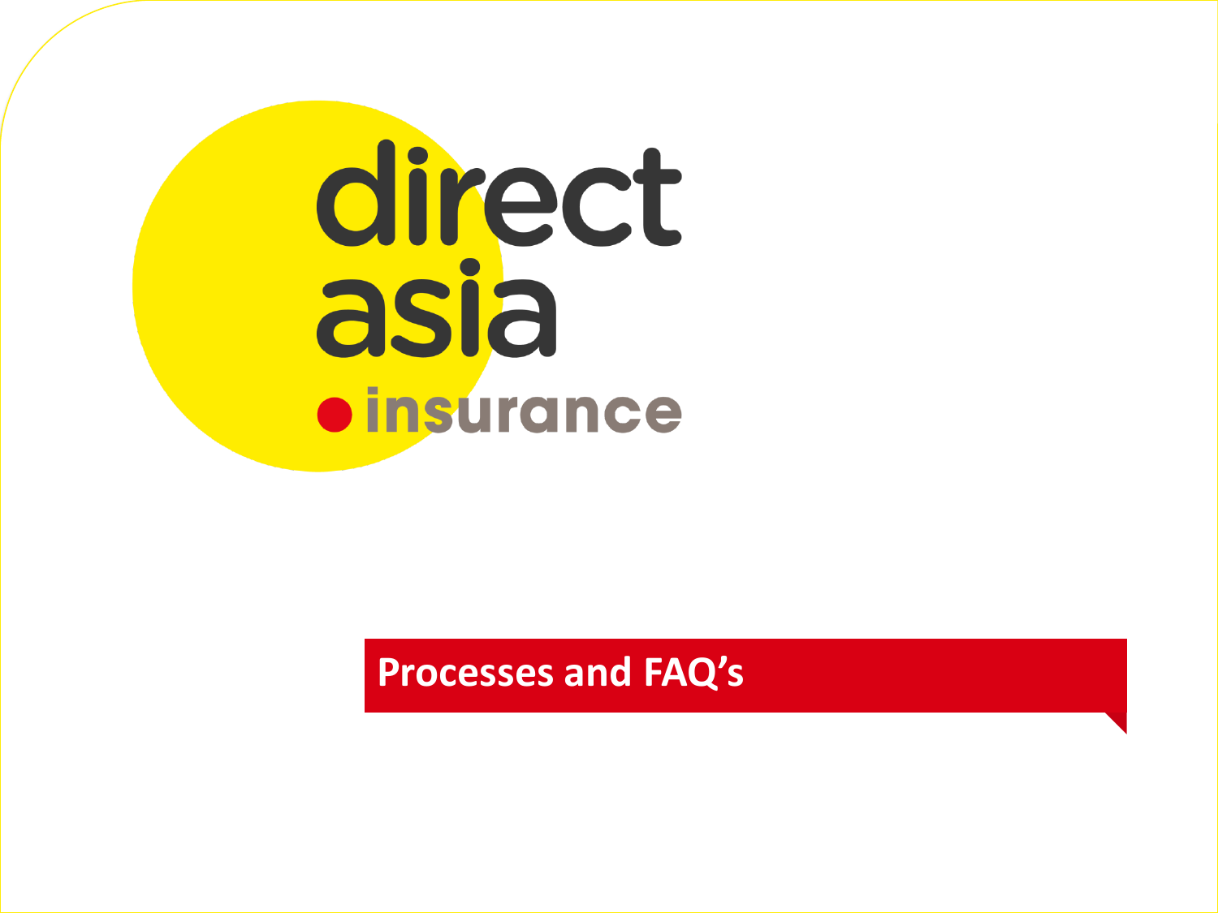direct asia

insurance

# Processes and FAQ’s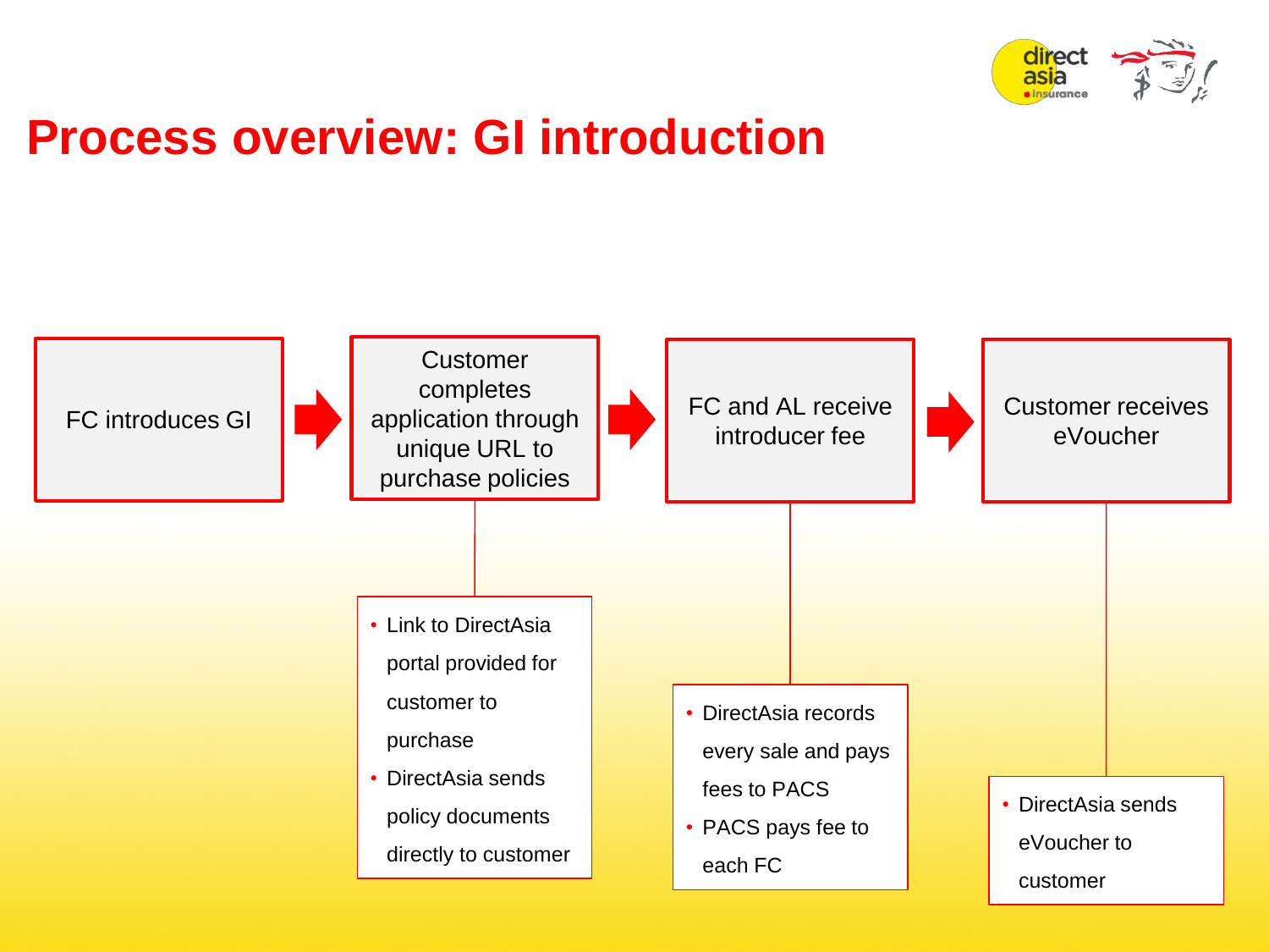# Process overview: GI introduction

FC introduces GI

Customer completes application through unique URL to purchase policies

- Link to DirectAsia portal provided for customer to purchase
- DirectAsia sends policy documents directly to customer

FC and AL receive introducer fee

- DirectAsia records every sale and pays fees to PACS
- PACS pays fee to each FC

Customer receives eVoucher

- DirectAsia sends eVoucher to customer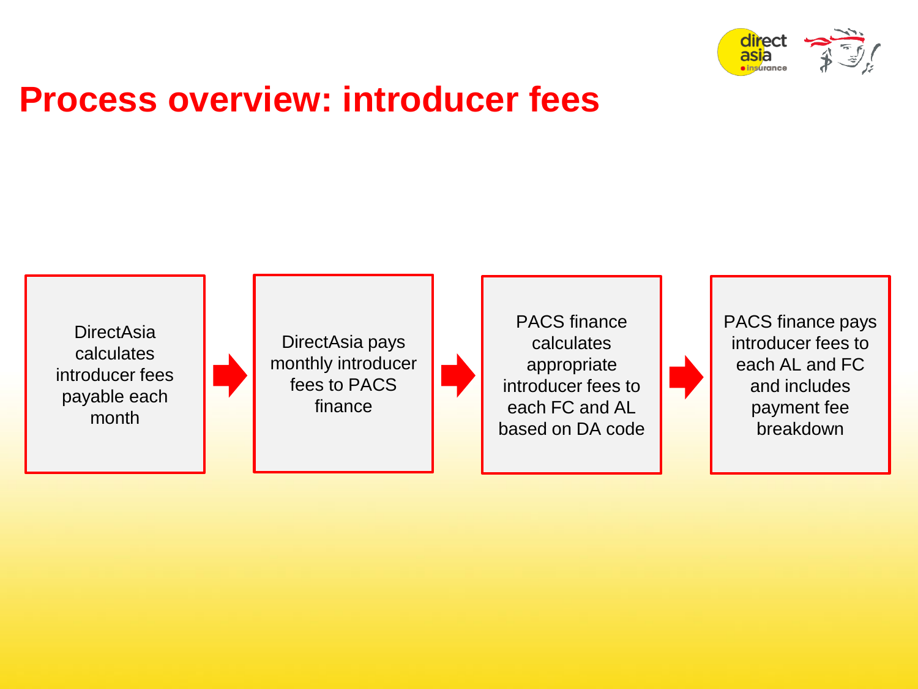# Process overview: introducer fees

DirectAsia calculates introducer fees payable each month

DirectAsia pays monthly introducer fees to PACS finance

PACS finance calculates appropriate introducer fees to each FC and AL based on DA code

PACS finance pays introducer fees to each AL and FC and includes payment fee breakdown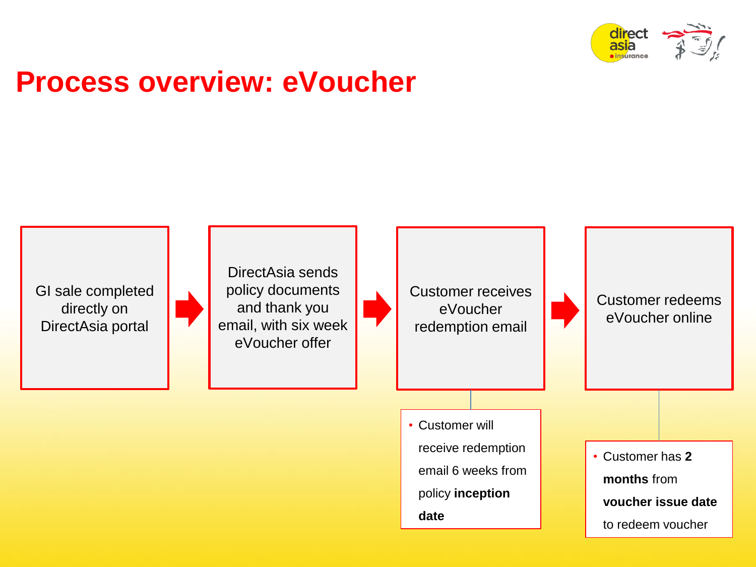# Process overview: eVoucher

GI sale completed directly on DirectAsia portal

DirectAsia sends policy documents and thank you email, with six week eVoucher offer

Customer receives eVoucher redemption email

- Customer will receive redemption email 6 weeks from policy **inception date**

Customer redeems eVoucher online

- Customer has **2 months** from **voucher issue date** to redeem voucher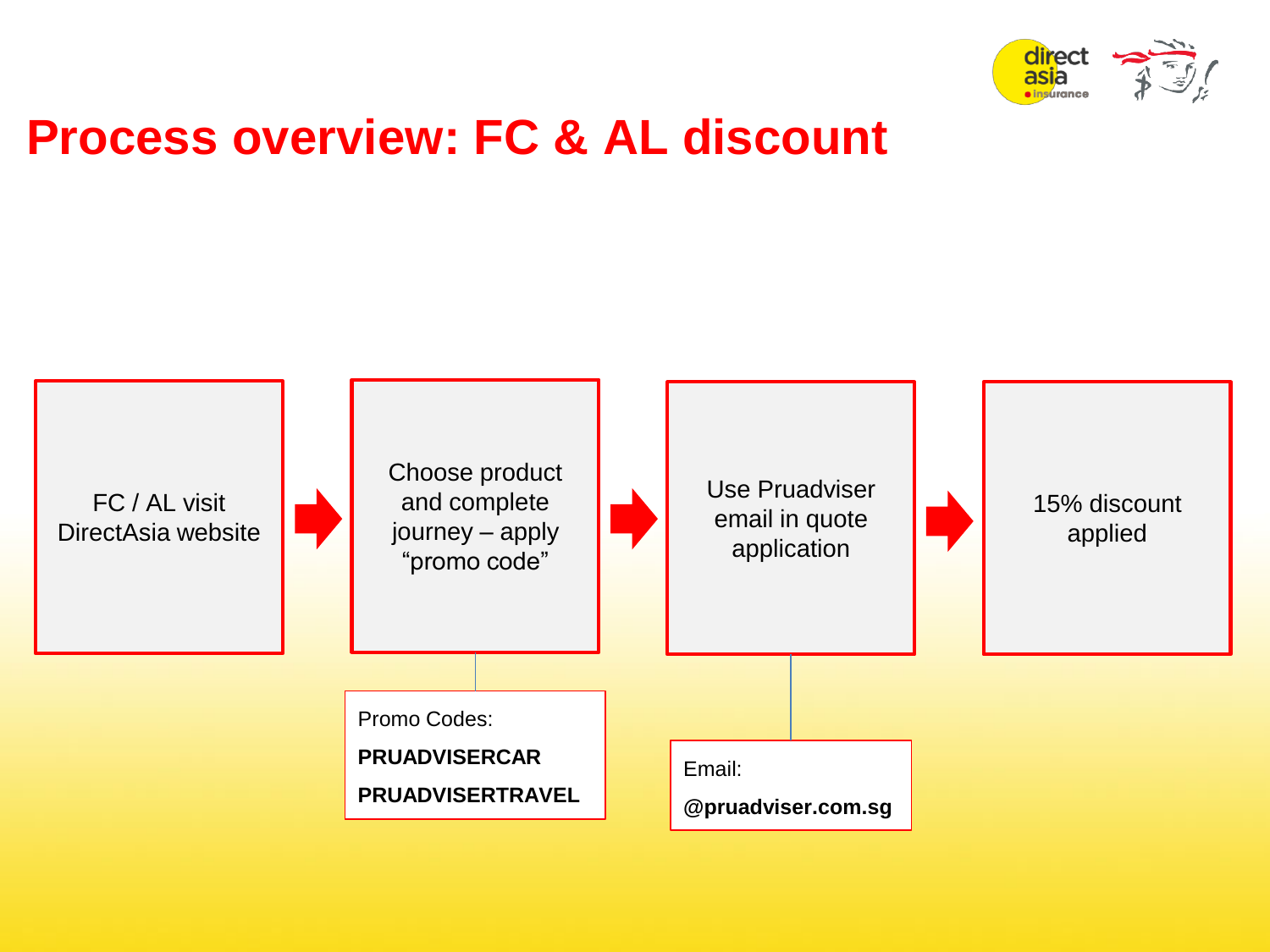# Process overview: FC & AL discount

FC / AL visit DirectAsia website

Choose product and complete journey – apply "promo code"

Use Pruadviser email in quote application

15% discount applied

Promo Codes:

**PRUADVISERCAR**

**PRUADVISERTRAVEL**

Email:

**@pruadviser.com.sg**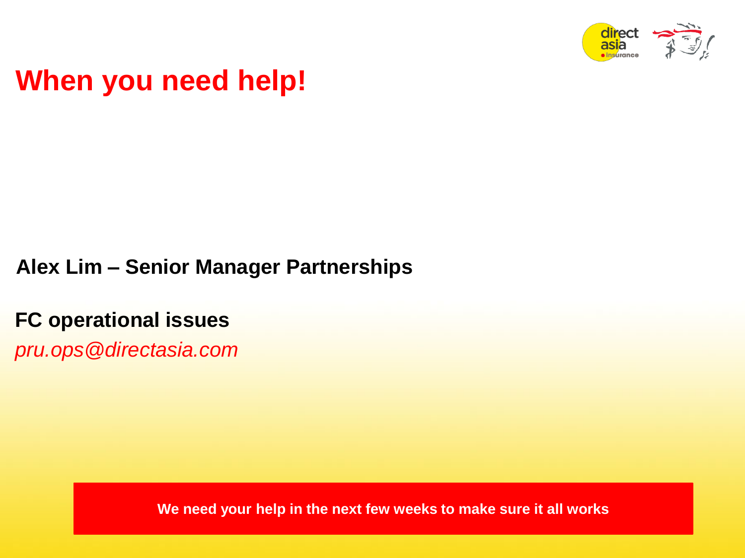# When you need help!

**Alex Lim – Senior Manager Partnerships**

**FC operational issues**

*pru.ops@directasia.com*

**We need your help in the next few weeks to make sure it all works**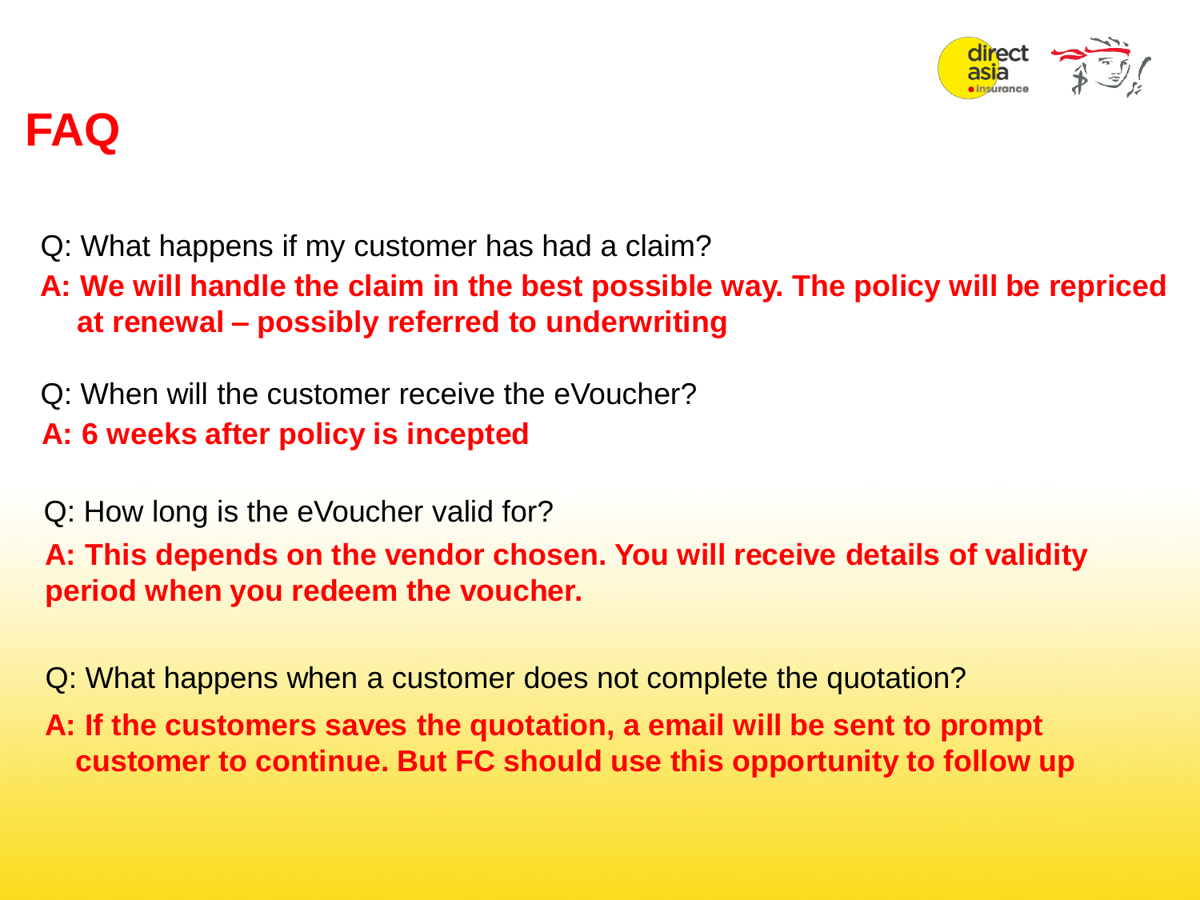# FAQ

Q: What happens if my customer has had a claim?

**A: We will handle the claim in the best possible way. The policy will be repriced at renewal – possibly referred to underwriting**

Q: When will the customer receive the eVoucher?

**A: 6 weeks after policy is incepted**

Q: How long is the eVoucher valid for?

**A: This depends on the vendor chosen. You will receive details of validity period when you redeem the voucher.**

Q: What happens when a customer does not complete the quotation?

**A: If the customers saves the quotation, a email will be sent to prompt customer to continue. But FC should use this opportunity to follow up**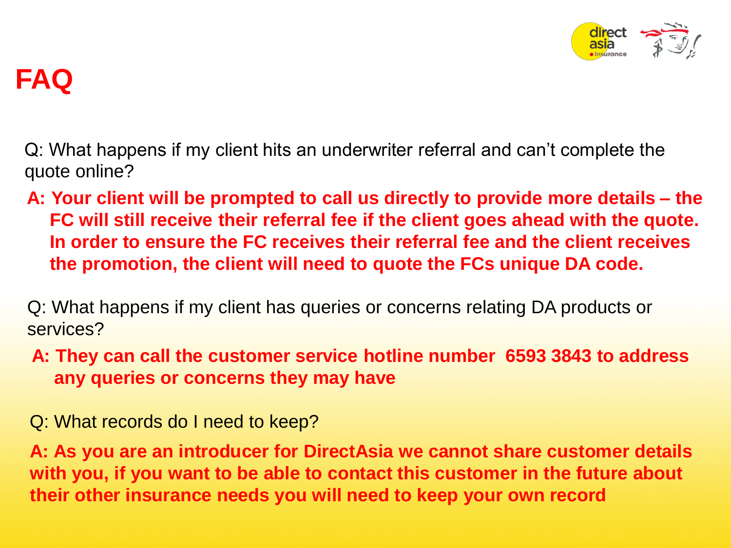# FAQ

Q: What happens if my client hits an underwriter referral and can't complete the quote online?

**A: Your client will be prompted to call us directly to provide more details – the FC will still receive their referral fee if the client goes ahead with the quote. In order to ensure the FC receives their referral fee and the client receives the promotion, the client will need to quote the FCs unique DA code.**

Q: What happens if my client has queries or concerns relating DA products or services?

**A: They can call the customer service hotline number 6593 3843 to address any queries or concerns they may have**

Q: What records do I need to keep?

**A: As you are an introducer for DirectAsia we cannot share customer details with you, if you want to be able to contact this customer in the future about their other insurance needs you will need to keep your own record**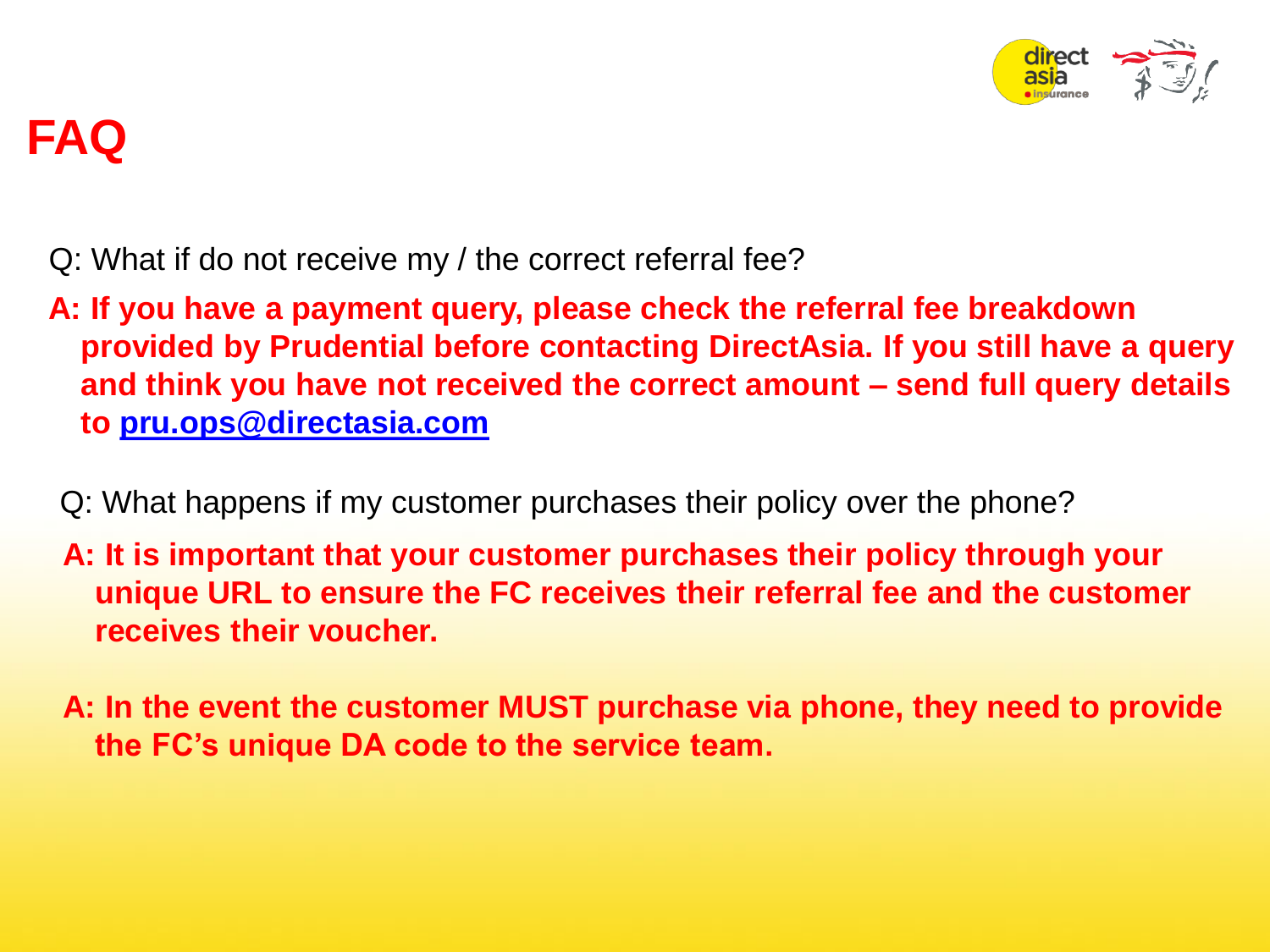# FAQ

Q: What if do not receive my / the correct referral fee?

**A: If you have a payment query, please check the referral fee breakdown provided by Prudential before contacting DirectAsia. If you still have a query and think you have not received the correct amount – send full query details to pru.ops@directasia.com**

Q: What happens if my customer purchases their policy over the phone?

**A: It is important that your customer purchases their policy through your unique URL to ensure the FC receives their referral fee and the customer receives their voucher.**

**A: In the event the customer MUST purchase via phone, they need to provide the FC's unique DA code to the service team.**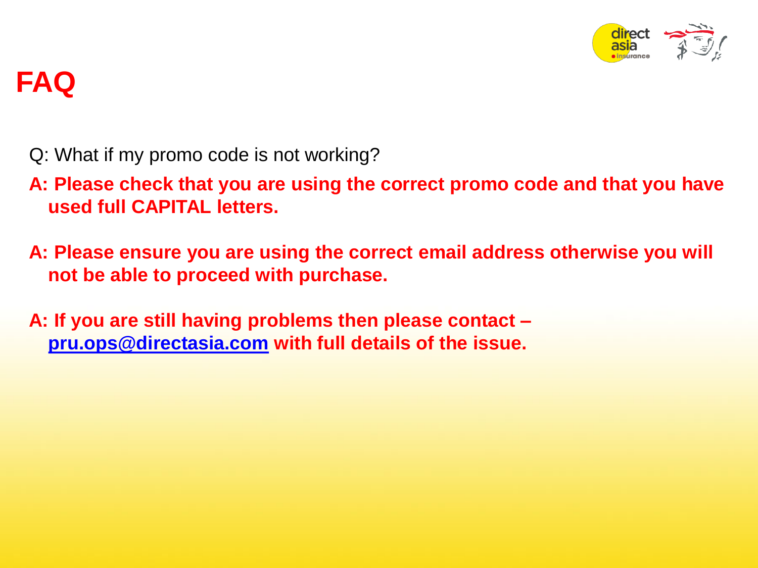# FAQ

Q: What if my promo code is not working?

**A: Please check that you are using the correct promo code and that you have used full CAPITAL letters.**

**A: Please ensure you are using the correct email address otherwise you will not be able to proceed with purchase.**

**A: If you are still having problems then please contact – pru.ops@directasia.com with full details of the issue.**